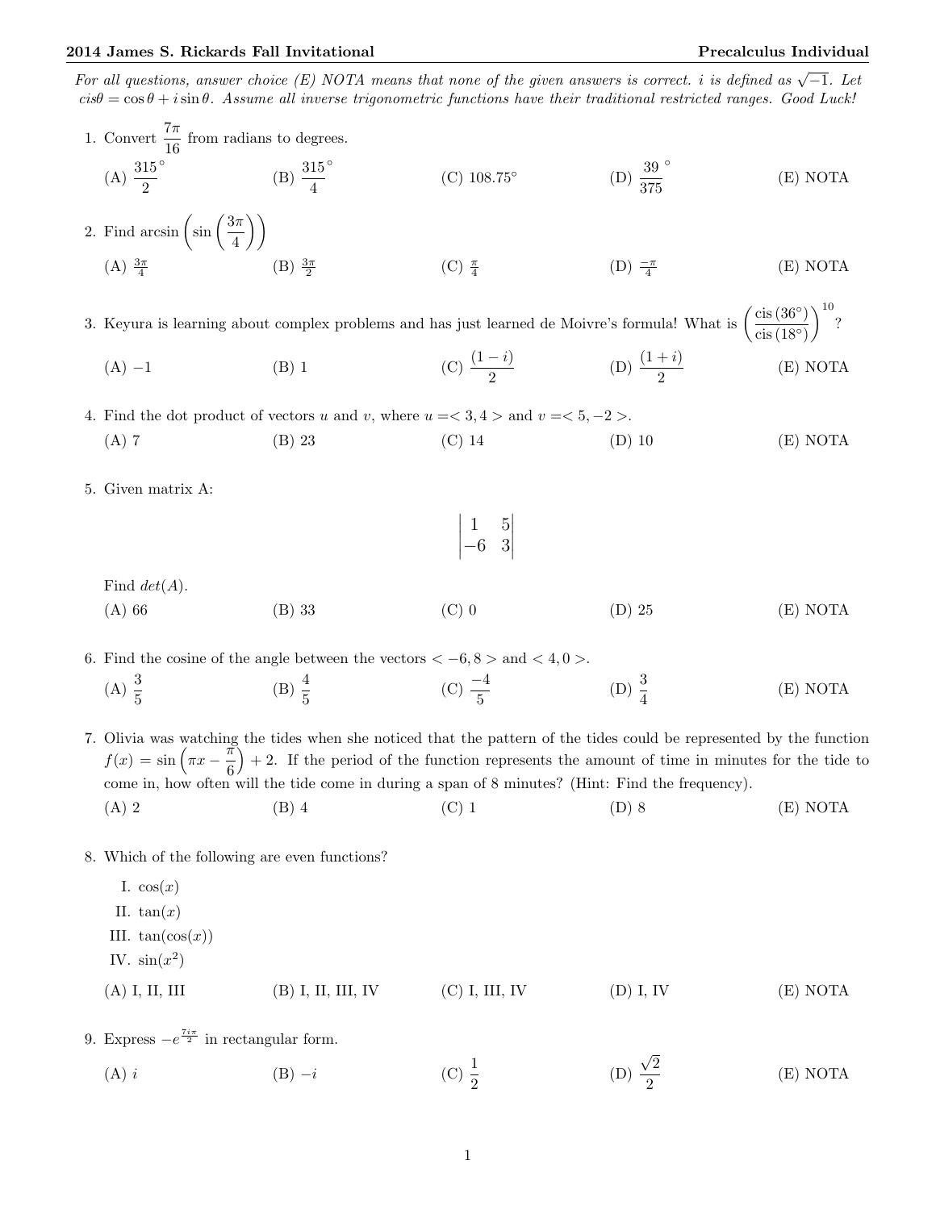# 2014 James S. Rickards Fall Invitational — Precalculus Individual

*For all questions, answer choice (E) NOTA means that none of the given answers is correct. $i$ is defined as $\sqrt{-1}$. Let $cis\theta = \cos\theta + i\sin\theta$. Assume all inverse trigonometric functions have their traditional restricted ranges. Good Luck!*

1. Convert $\frac{7\pi}{16}$ from radians to degrees.

   (A) $\frac{315}{2}^\circ$ (B) $\frac{315}{4}^\circ$ (C) $108.75^\circ$ (D) $\frac{39}{375}^\circ$ (E) NOTA

2. Find $\arcsin\left(\sin\left(\frac{3\pi}{4}\right)\right)$

   (A) $\frac{3\pi}{4}$ (B) $\frac{3\pi}{2}$ (C) $\frac{\pi}{4}$ (D) $\frac{-\pi}{4}$ (E) NOTA

3. Keyura is learning about complex problems and has just learned de Moivre's formula! What is $\left(\frac{\text{cis}\,(36^\circ)}{\text{cis}\,(18^\circ)}\right)^{10}$?

   (A) $-1$ (B) $1$ (C) $\frac{(1-i)}{2}$ (D) $\frac{(1+i)}{2}$ (E) NOTA

4. Find the dot product of vectors $u$ and $v$, where $u = <3, 4>$ and $v = <5, -2>$.

   (A) 7 (B) 23 (C) 14 (D) 10 (E) NOTA

5. Given matrix A:

   $$\begin{vmatrix} 1 & 5 \\ -6 & 3 \end{vmatrix}$$

   Find $det(A)$.

   (A) 66 (B) 33 (C) 0 (D) 25 (E) NOTA

6. Find the cosine of the angle between the vectors $< -6, 8 >$ and $< 4, 0 >$.

   (A) $\frac{3}{5}$ (B) $\frac{4}{5}$ (C) $\frac{-4}{5}$ (D) $\frac{3}{4}$ (E) NOTA

7. Olivia was watching the tides when she noticed that the pattern of the tides could be represented by the function $f(x) = \sin\left(\pi x - \frac{\pi}{6}\right) + 2$. If the period of the function represents the amount of time in minutes for the tide to come in, how often will the tide come in during a span of 8 minutes? (Hint: Find the frequency).

   (A) 2 (B) 4 (C) 1 (D) 8 (E) NOTA

8. Which of the following are even functions?

   I. $\cos(x)$
   II. $\tan(x)$
   III. $\tan(\cos(x))$
   IV. $\sin(x^2)$

   (A) I, II, III (B) I, II, III, IV (C) I, III, IV (D) I, IV (E) NOTA

9. Express $-e^{\frac{7i\pi}{2}}$ in rectangular form.

   (A) $i$ (B) $-i$ (C) $\frac{1}{2}$ (D) $\frac{\sqrt{2}}{2}$ (E) NOTA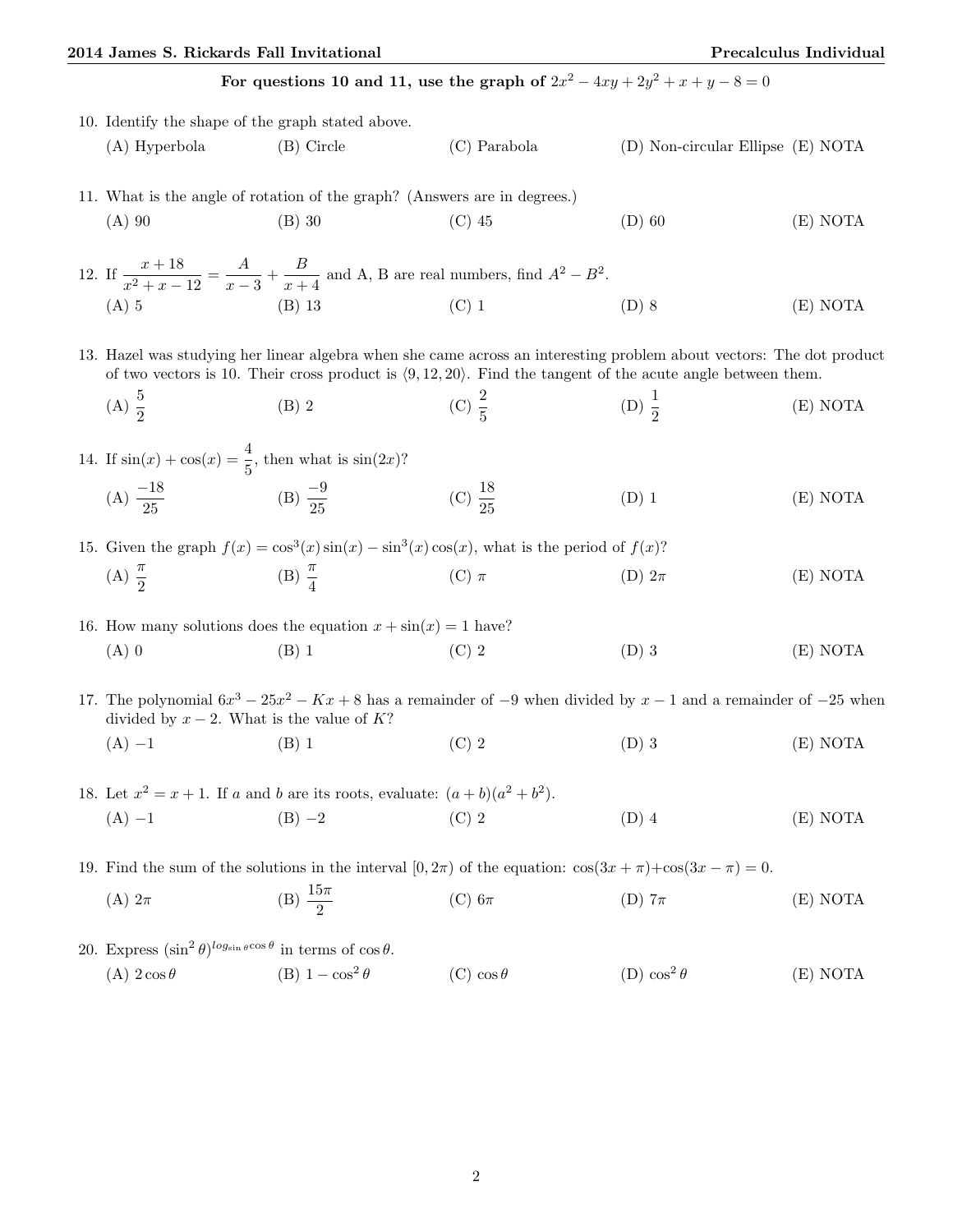**For questions 10 and 11, use the graph of $2x^2 - 4xy + 2y^2 + x + y - 8 = 0$**

10. Identify the shape of the graph stated above.

    (A) Hyperbola (B) Circle (C) Parabola (D) Non-circular Ellipse (E) NOTA

11. What is the angle of rotation of the graph? (Answers are in degrees.)

    (A) 90 (B) 30 (C) 45 (D) 60 (E) NOTA

12. If $\dfrac{x+18}{x^2+x-12} = \dfrac{A}{x-3} + \dfrac{B}{x+4}$ and A, B are real numbers, find $A^2 - B^2$.

    (A) 5 (B) 13 (C) 1 (D) 8 (E) NOTA

13. Hazel was studying her linear algebra when she came across an interesting problem about vectors: The dot product of two vectors is 10. Their cross product is $\langle 9, 12, 20 \rangle$. Find the tangent of the acute angle between them.

    (A) $\dfrac{5}{2}$ (B) 2 (C) $\dfrac{2}{5}$ (D) $\dfrac{1}{2}$ (E) NOTA

14. If $\sin(x) + \cos(x) = \dfrac{4}{5}$, then what is $\sin(2x)$?

    (A) $\dfrac{-18}{25}$ (B) $\dfrac{-9}{25}$ (C) $\dfrac{18}{25}$ (D) 1 (E) NOTA

15. Given the graph $f(x) = \cos^3(x)\sin(x) - \sin^3(x)\cos(x)$, what is the period of $f(x)$?

    (A) $\dfrac{\pi}{2}$ (B) $\dfrac{\pi}{4}$ (C) $\pi$ (D) $2\pi$ (E) NOTA

16. How many solutions does the equation $x + \sin(x) = 1$ have?

    (A) 0 (B) 1 (C) 2 (D) 3 (E) NOTA

17. The polynomial $6x^3 - 25x^2 - Kx + 8$ has a remainder of $-9$ when divided by $x - 1$ and a remainder of $-25$ when divided by $x - 2$. What is the value of $K$?

    (A) $-1$ (B) 1 (C) 2 (D) 3 (E) NOTA

18. Let $x^2 = x + 1$. If $a$ and $b$ are its roots, evaluate: $(a + b)(a^2 + b^2)$.

    (A) $-1$ (B) $-2$ (C) 2 (D) 4 (E) NOTA

19. Find the sum of the solutions in the interval $[0, 2\pi)$ of the equation: $\cos(3x + \pi) + \cos(3x - \pi) = 0$.

    (A) $2\pi$ (B) $\dfrac{15\pi}{2}$ (C) $6\pi$ (D) $7\pi$ (E) NOTA

20. Express $(\sin^2\theta)^{log_{\sin\theta}\cos\theta}$ in terms of $\cos\theta$.

    (A) $2\cos\theta$ (B) $1 - \cos^2\theta$ (C) $\cos\theta$ (D) $\cos^2\theta$ (E) NOTA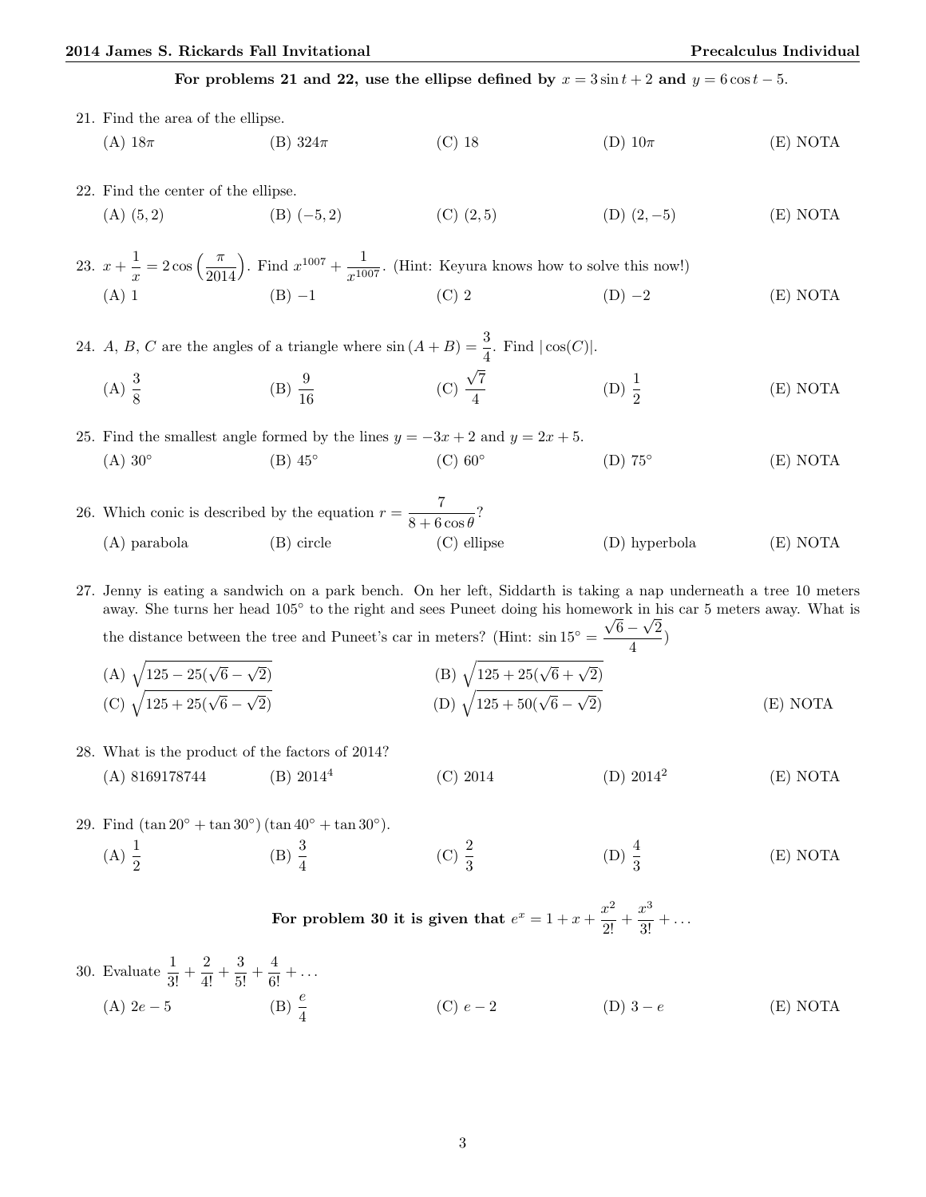**For problems 21 and 22, use the ellipse defined by $x = 3\sin t + 2$ and $y = 6\cos t - 5$.**

21. Find the area of the ellipse.

(A) $18\pi$ (B) $324\pi$ (C) 18 (D) $10\pi$ (E) NOTA

22. Find the center of the ellipse.

(A) $(5, 2)$ (B) $(-5, 2)$ (C) $(2, 5)$ (D) $(2, -5)$ (E) NOTA

23. $x + \dfrac{1}{x} = 2\cos\left(\dfrac{\pi}{2014}\right)$. Find $x^{1007} + \dfrac{1}{x^{1007}}$. (Hint: Keyura knows how to solve this now!)

(A) 1 (B) $-1$ (C) 2 (D) $-2$ (E) NOTA

24. $A$, $B$, $C$ are the angles of a triangle where $\sin(A + B) = \dfrac{3}{4}$. Find $|\cos(C)|$.

(A) $\dfrac{3}{8}$ (B) $\dfrac{9}{16}$ (C) $\dfrac{\sqrt{7}}{4}$ (D) $\dfrac{1}{2}$ (E) NOTA

25. Find the smallest angle formed by the lines $y = -3x + 2$ and $y = 2x + 5$.

(A) $30^\circ$ (B) $45^\circ$ (C) $60^\circ$ (D) $75^\circ$ (E) NOTA

26. Which conic is described by the equation $r = \dfrac{7}{8 + 6\cos\theta}$?

(A) parabola (B) circle (C) ellipse (D) hyperbola (E) NOTA

27. Jenny is eating a sandwich on a park bench. On her left, Siddarth is taking a nap underneath a tree 10 meters away. She turns her head $105^\circ$ to the right and sees Puneet doing his homework in his car 5 meters away. What is the distance between the tree and Puneet's car in meters? (Hint: $\sin 15^\circ = \dfrac{\sqrt{6} - \sqrt{2}}{4}$)

(A) $\sqrt{125 - 25(\sqrt{6} - \sqrt{2})}$ (B) $\sqrt{125 + 25(\sqrt{6} + \sqrt{2})}$

(C) $\sqrt{125 + 25(\sqrt{6} - \sqrt{2})}$ (D) $\sqrt{125 + 50(\sqrt{6} - \sqrt{2})}$ (E) NOTA

28. What is the product of the factors of 2014?

(A) 8169178744 (B) $2014^4$ (C) 2014 (D) $2014^2$ (E) NOTA

29. Find $(\tan 20^\circ + \tan 30^\circ)(\tan 40^\circ + \tan 30^\circ)$.

(A) $\dfrac{1}{2}$ (B) $\dfrac{3}{4}$ (C) $\dfrac{2}{3}$ (D) $\dfrac{4}{3}$ (E) NOTA

**For problem 30 it is given that $e^x = 1 + x + \dfrac{x^2}{2!} + \dfrac{x^3}{3!} + \ldots$**

30. Evaluate $\dfrac{1}{3!} + \dfrac{2}{4!} + \dfrac{3}{5!} + \dfrac{4}{6!} + \ldots$

(A) $2e - 5$ (B) $\dfrac{e}{4}$ (C) $e - 2$ (D) $3 - e$ (E) NOTA